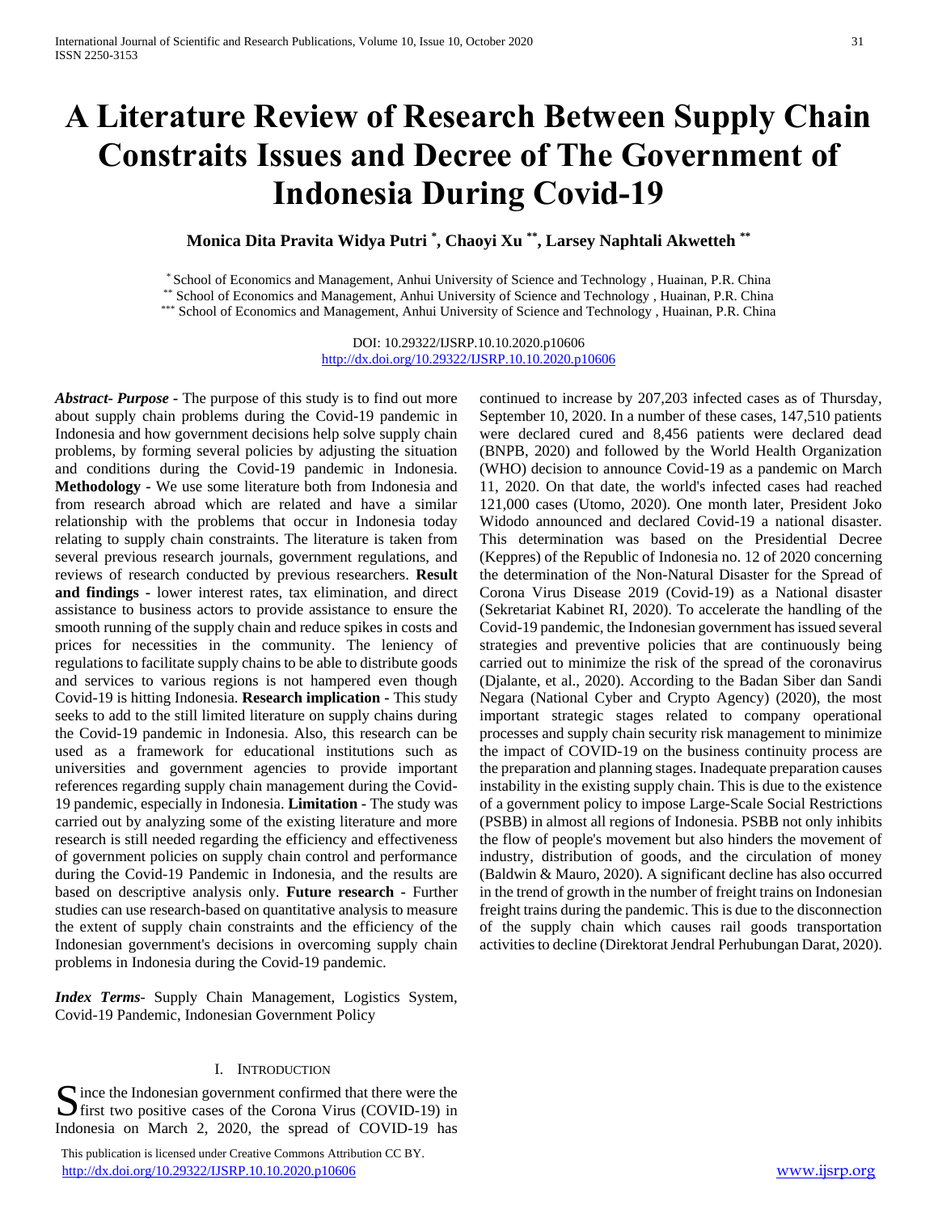# A Literature Review of Research Between Supply Chain Constraits Issues and Decree of The Government of Indonesia During Covid-19

**Monica Dita Pravita Widya Putri [*], Chaoyi Xu [**], Larsey Naphtali Akwetteh [**]**

[*] School of Economics and Management, Anhui University of Science and Technology , Huainan, P.R. China
[**] School of Economics and Management, Anhui University of Science and Technology , Huainan, P.R. China
[***] School of Economics and Management, Anhui University of Science and Technology , Huainan, P.R. China

DOI: 10.29322/IJSRP.10.10.2020.p10606
http://dx.doi.org/10.29322/IJSRP.10.10.2020.p10606

***Abstract- Purpose -*** The purpose of this study is to find out more about supply chain problems during the Covid-19 pandemic in Indonesia and how government decisions help solve supply chain problems, by forming several policies by adjusting the situation and conditions during the Covid-19 pandemic in Indonesia. **Methodology -** We use some literature both from Indonesia and from research abroad which are related and have a similar relationship with the problems that occur in Indonesia today relating to supply chain constraints. The literature is taken from several previous research journals, government regulations, and reviews of research conducted by previous researchers. **Result and findings -** lower interest rates, tax elimination, and direct assistance to business actors to provide assistance to ensure the smooth running of the supply chain and reduce spikes in costs and prices for necessities in the community. The leniency of regulations to facilitate supply chains to be able to distribute goods and services to various regions is not hampered even though Covid-19 is hitting Indonesia. **Research implication** - This study seeks to add to the still limited literature on supply chains during the Covid-19 pandemic in Indonesia. Also, this research can be used as a framework for educational institutions such as universities and government agencies to provide important references regarding supply chain management during the Covid-19 pandemic, especially in Indonesia. **Limitation -** The study was carried out by analyzing some of the existing literature and more research is still needed regarding the efficiency and effectiveness of government policies on supply chain control and performance during the Covid-19 Pandemic in Indonesia, and the results are based on descriptive analysis only. **Future research -** Further studies can use research-based on quantitative analysis to measure the extent of supply chain constraints and the efficiency of the Indonesian government's decisions in overcoming supply chain problems in Indonesia during the Covid-19 pandemic.

***Index Terms***- Supply Chain Management, Logistics System, Covid-19 Pandemic, Indonesian Government Policy

## I. Introduction

Since the Indonesian government confirmed that there were the first two positive cases of the Corona Virus (COVID-19) in Indonesia on March 2, 2020, the spread of COVID-19 has continued to increase by 207,203 infected cases as of Thursday, September 10, 2020. In a number of these cases, 147,510 patients were declared cured and 8,456 patients were declared dead (BNPB, 2020) and followed by the World Health Organization (WHO) decision to announce Covid-19 as a pandemic on March 11, 2020. On that date, the world's infected cases had reached 121,000 cases (Utomo, 2020). One month later, President Joko Widodo announced and declared Covid-19 a national disaster. This determination was based on the Presidential Decree (Keppres) of the Republic of Indonesia no. 12 of 2020 concerning the determination of the Non-Natural Disaster for the Spread of Corona Virus Disease 2019 (Covid-19) as a National disaster (Sekretariat Kabinet RI, 2020). To accelerate the handling of the Covid-19 pandemic, the Indonesian government has issued several strategies and preventive policies that are continuously being carried out to minimize the risk of the spread of the coronavirus (Djalante, et al., 2020). According to the Badan Siber dan Sandi Negara (National Cyber and Crypto Agency) (2020), the most important strategic stages related to company operational processes and supply chain security risk management to minimize the impact of COVID-19 on the business continuity process are the preparation and planning stages. Inadequate preparation causes instability in the existing supply chain. This is due to the existence of a government policy to impose Large-Scale Social Restrictions (PSBB) in almost all regions of Indonesia. PSBB not only inhibits the flow of people's movement but also hinders the movement of industry, distribution of goods, and the circulation of money (Baldwin & Mauro, 2020). A significant decline has also occurred in the trend of growth in the number of freight trains on Indonesian freight trains during the pandemic. This is due to the disconnection of the supply chain which causes rail goods transportation activities to decline (Direktorat Jendral Perhubungan Darat, 2020).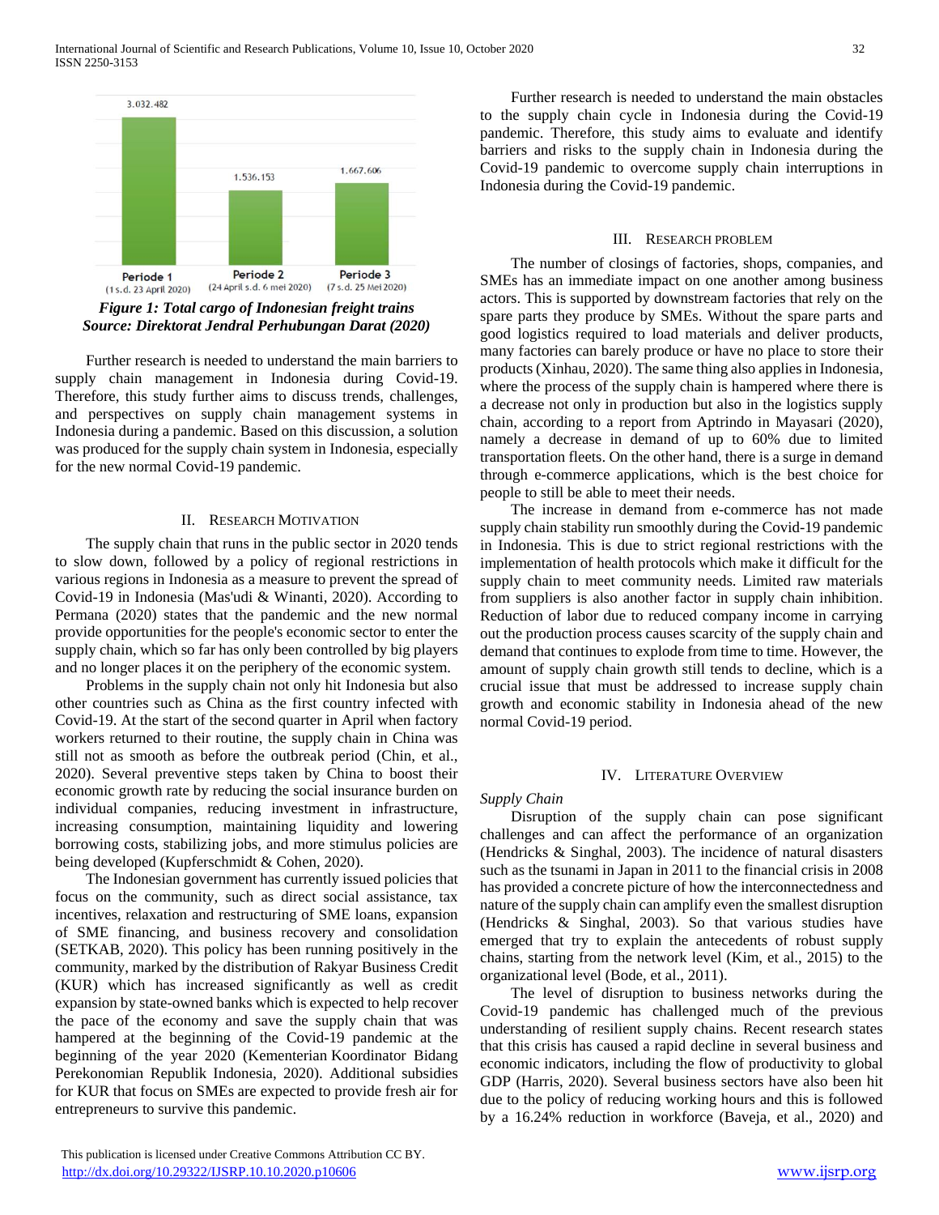*Figure 1: Total cargo of Indonesian freight trains*
*Source: Direktorat Jendral Perhubungan Darat (2020)*

Further research is needed to understand the main barriers to supply chain management in Indonesia during Covid-19. Therefore, this study further aims to discuss trends, challenges, and perspectives on supply chain management systems in Indonesia during a pandemic. Based on this discussion, a solution was produced for the supply chain system in Indonesia, especially for the new normal Covid-19 pandemic.

## II. Research Motivation

The supply chain that runs in the public sector in 2020 tends to slow down, followed by a policy of regional restrictions in various regions in Indonesia as a measure to prevent the spread of Covid-19 in Indonesia (Mas'udi & Winanti, 2020). According to Permana (2020) states that the pandemic and the new normal provide opportunities for the people's economic sector to enter the supply chain, which so far has only been controlled by big players and no longer places it on the periphery of the economic system.

Problems in the supply chain not only hit Indonesia but also other countries such as China as the first country infected with Covid-19. At the start of the second quarter in April when factory workers returned to their routine, the supply chain in China was still not as smooth as before the outbreak period (Chin, et al., 2020). Several preventive steps taken by China to boost their economic growth rate by reducing the social insurance burden on individual companies, reducing investment in infrastructure, increasing consumption, maintaining liquidity and lowering borrowing costs, stabilizing jobs, and more stimulus policies are being developed (Kupferschmidt & Cohen, 2020).

The Indonesian government has currently issued policies that focus on the community, such as direct social assistance, tax incentives, relaxation and restructuring of SME loans, expansion of SME financing, and business recovery and consolidation (SETKAB, 2020). This policy has been running positively in the community, marked by the distribution of Rakyar Business Credit (KUR) which has increased significantly as well as credit expansion by state-owned banks which is expected to help recover the pace of the economy and save the supply chain that was hampered at the beginning of the Covid-19 pandemic at the beginning of the year 2020 (Kementerian Koordinator Bidang Perekonomian Republik Indonesia, 2020). Additional subsidies for KUR that focus on SMEs are expected to provide fresh air for entrepreneurs to survive this pandemic.

Further research is needed to understand the main obstacles to the supply chain cycle in Indonesia during the Covid-19 pandemic. Therefore, this study aims to evaluate and identify barriers and risks to the supply chain in Indonesia during the Covid-19 pandemic to overcome supply chain interruptions in Indonesia during the Covid-19 pandemic.

## III. Research Problem

The number of closings of factories, shops, companies, and SMEs has an immediate impact on one another among business actors. This is supported by downstream factories that rely on the spare parts they produce by SMEs. Without the spare parts and good logistics required to load materials and deliver products, many factories can barely produce or have no place to store their products (Xinhau, 2020). The same thing also applies in Indonesia, where the process of the supply chain is hampered where there is a decrease not only in production but also in the logistics supply chain, according to a report from Aptrindo in Mayasari (2020), namely a decrease in demand of up to 60% due to limited transportation fleets. On the other hand, there is a surge in demand through e-commerce applications, which is the best choice for people to still be able to meet their needs.

The increase in demand from e-commerce has not made supply chain stability run smoothly during the Covid-19 pandemic in Indonesia. This is due to strict regional restrictions with the implementation of health protocols which make it difficult for the supply chain to meet community needs. Limited raw materials from suppliers is also another factor in supply chain inhibition. Reduction of labor due to reduced company income in carrying out the production process causes scarcity of the supply chain and demand that continues to explode from time to time. However, the amount of supply chain growth still tends to decline, which is a crucial issue that must be addressed to increase supply chain growth and economic stability in Indonesia ahead of the new normal Covid-19 period.

## IV. Literature Overview

*Supply Chain*

Disruption of the supply chain can pose significant challenges and can affect the performance of an organization (Hendricks & Singhal, 2003). The incidence of natural disasters such as the tsunami in Japan in 2011 to the financial crisis in 2008 has provided a concrete picture of how the interconnectedness and nature of the supply chain can amplify even the smallest disruption (Hendricks & Singhal, 2003). So that various studies have emerged that try to explain the antecedents of robust supply chains, starting from the network level (Kim, et al., 2015) to the organizational level (Bode, et al., 2011).

The level of disruption to business networks during the Covid-19 pandemic has challenged much of the previous understanding of resilient supply chains. Recent research states that this crisis has caused a rapid decline in several business and economic indicators, including the flow of productivity to global GDP (Harris, 2020). Several business sectors have also been hit due to the policy of reducing working hours and this is followed by a 16.24% reduction in workforce (Baveja, et al., 2020) and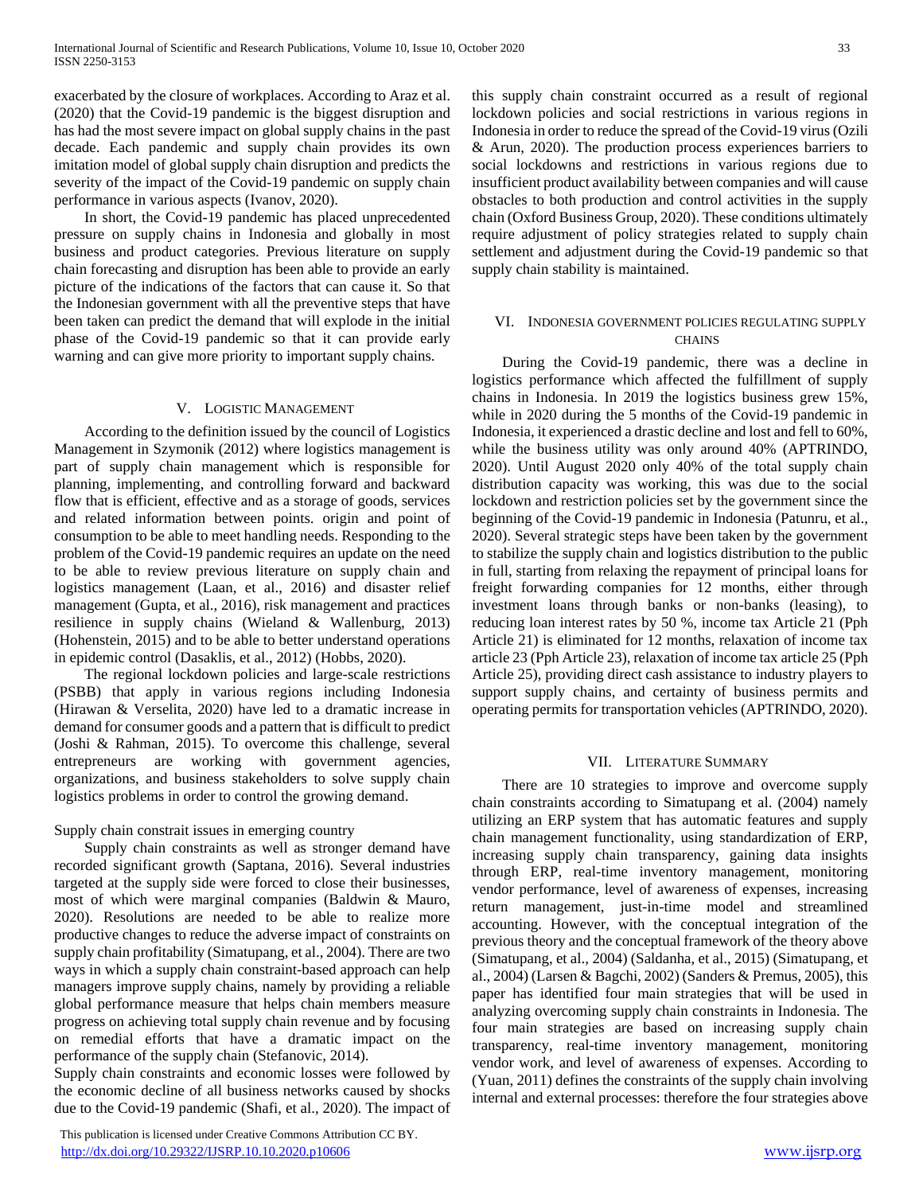exacerbated by the closure of workplaces. According to Araz et al. (2020) that the Covid-19 pandemic is the biggest disruption and has had the most severe impact on global supply chains in the past decade. Each pandemic and supply chain provides its own imitation model of global supply chain disruption and predicts the severity of the impact of the Covid-19 pandemic on supply chain performance in various aspects (Ivanov, 2020).

In short, the Covid-19 pandemic has placed unprecedented pressure on supply chains in Indonesia and globally in most business and product categories. Previous literature on supply chain forecasting and disruption has been able to provide an early picture of the indications of the factors that can cause it. So that the Indonesian government with all the preventive steps that have been taken can predict the demand that will explode in the initial phase of the Covid-19 pandemic so that it can provide early warning and can give more priority to important supply chains.

## V. Logistic Management

According to the definition issued by the council of Logistics Management in Szymonik (2012) where logistics management is part of supply chain management which is responsible for planning, implementing, and controlling forward and backward flow that is efficient, effective and as a storage of goods, services and related information between points. origin and point of consumption to be able to meet handling needs. Responding to the problem of the Covid-19 pandemic requires an update on the need to be able to review previous literature on supply chain and logistics management (Laan, et al., 2016) and disaster relief management (Gupta, et al., 2016), risk management and practices resilience in supply chains (Wieland & Wallenburg, 2013) (Hohenstein, 2015) and to be able to better understand operations in epidemic control (Dasaklis, et al., 2012) (Hobbs, 2020).

The regional lockdown policies and large-scale restrictions (PSBB) that apply in various regions including Indonesia (Hirawan & Verselita, 2020) have led to a dramatic increase in demand for consumer goods and a pattern that is difficult to predict (Joshi & Rahman, 2015). To overcome this challenge, several entrepreneurs are working with government agencies, organizations, and business stakeholders to solve supply chain logistics problems in order to control the growing demand.

Supply chain constrait issues in emerging country

Supply chain constraints as well as stronger demand have recorded significant growth (Saptana, 2016). Several industries targeted at the supply side were forced to close their businesses, most of which were marginal companies (Baldwin & Mauro, 2020). Resolutions are needed to be able to realize more productive changes to reduce the adverse impact of constraints on supply chain profitability (Simatupang, et al., 2004). There are two ways in which a supply chain constraint-based approach can help managers improve supply chains, namely by providing a reliable global performance measure that helps chain members measure progress on achieving total supply chain revenue and by focusing on remedial efforts that have a dramatic impact on the performance of the supply chain (Stefanovic, 2014).

Supply chain constraints and economic losses were followed by the economic decline of all business networks caused by shocks due to the Covid-19 pandemic (Shafi, et al., 2020). The impact of this supply chain constraint occurred as a result of regional lockdown policies and social restrictions in various regions in Indonesia in order to reduce the spread of the Covid-19 virus (Ozili & Arun, 2020). The production process experiences barriers to social lockdowns and restrictions in various regions due to insufficient product availability between companies and will cause obstacles to both production and control activities in the supply chain (Oxford Business Group, 2020). These conditions ultimately require adjustment of policy strategies related to supply chain settlement and adjustment during the Covid-19 pandemic so that supply chain stability is maintained.

## VI. Indonesia Government Policies Regulating Supply Chains

During the Covid-19 pandemic, there was a decline in logistics performance which affected the fulfillment of supply chains in Indonesia. In 2019 the logistics business grew 15%, while in 2020 during the 5 months of the Covid-19 pandemic in Indonesia, it experienced a drastic decline and lost and fell to 60%, while the business utility was only around 40% (APTRINDO, 2020). Until August 2020 only 40% of the total supply chain distribution capacity was working, this was due to the social lockdown and restriction policies set by the government since the beginning of the Covid-19 pandemic in Indonesia (Patunru, et al., 2020). Several strategic steps have been taken by the government to stabilize the supply chain and logistics distribution to the public in full, starting from relaxing the repayment of principal loans for freight forwarding companies for 12 months, either through investment loans through banks or non-banks (leasing), to reducing loan interest rates by 50 %, income tax Article 21 (Pph Article 21) is eliminated for 12 months, relaxation of income tax article 23 (Pph Article 23), relaxation of income tax article 25 (Pph Article 25), providing direct cash assistance to industry players to support supply chains, and certainty of business permits and operating permits for transportation vehicles (APTRINDO, 2020).

## VII. Literature Summary

There are 10 strategies to improve and overcome supply chain constraints according to Simatupang et al. (2004) namely utilizing an ERP system that has automatic features and supply chain management functionality, using standardization of ERP, increasing supply chain transparency, gaining data insights through ERP, real-time inventory management, monitoring vendor performance, level of awareness of expenses, increasing return management, just-in-time model and streamlined accounting. However, with the conceptual integration of the previous theory and the conceptual framework of the theory above (Simatupang, et al., 2004) (Saldanha, et al., 2015) (Simatupang, et al., 2004) (Larsen & Bagchi, 2002) (Sanders & Premus, 2005), this paper has identified four main strategies that will be used in analyzing overcoming supply chain constraints in Indonesia. The four main strategies are based on increasing supply chain transparency, real-time inventory management, monitoring vendor work, and level of awareness of expenses. According to (Yuan, 2011) defines the constraints of the supply chain involving internal and external processes: therefore the four strategies above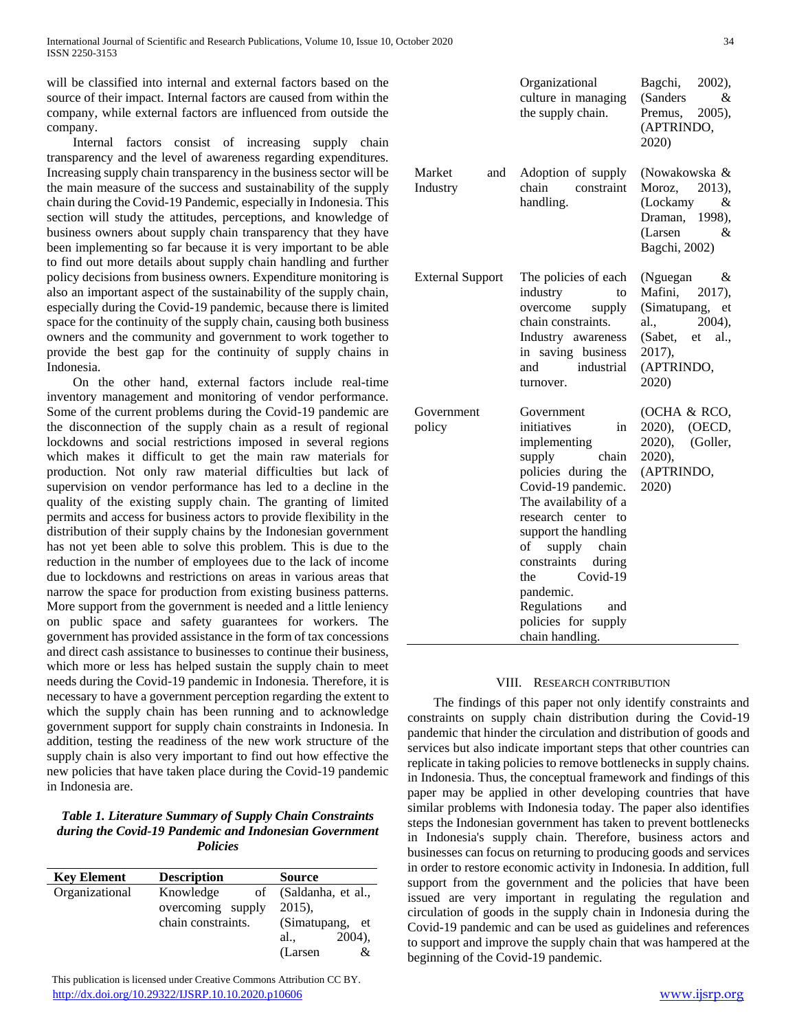will be classified into internal and external factors based on the source of their impact. Internal factors are caused from within the company, while external factors are influenced from outside the company.

Internal factors consist of increasing supply chain transparency and the level of awareness regarding expenditures. Increasing supply chain transparency in the business sector will be the main measure of the success and sustainability of the supply chain during the Covid-19 Pandemic, especially in Indonesia. This section will study the attitudes, perceptions, and knowledge of business owners about supply chain transparency that they have been implementing so far because it is very important to be able to find out more details about supply chain handling and further policy decisions from business owners. Expenditure monitoring is also an important aspect of the sustainability of the supply chain, especially during the Covid-19 pandemic, because there is limited space for the continuity of the supply chain, causing both business owners and the community and government to work together to provide the best gap for the continuity of supply chains in Indonesia.

On the other hand, external factors include real-time inventory management and monitoring of vendor performance. Some of the current problems during the Covid-19 pandemic are the disconnection of the supply chain as a result of regional lockdowns and social restrictions imposed in several regions which makes it difficult to get the main raw materials for production. Not only raw material difficulties but lack of supervision on vendor performance has led to a decline in the quality of the existing supply chain. The granting of limited permits and access for business actors to provide flexibility in the distribution of their supply chains by the Indonesian government has not yet been able to solve this problem. This is due to the reduction in the number of employees due to the lack of income due to lockdowns and restrictions on areas in various areas that narrow the space for production from existing business patterns. More support from the government is needed and a little leniency on public space and safety guarantees for workers. The government has provided assistance in the form of tax concessions and direct cash assistance to businesses to continue their business, which more or less has helped sustain the supply chain to meet needs during the Covid-19 pandemic in Indonesia. Therefore, it is necessary to have a government perception regarding the extent to which the supply chain has been running and to acknowledge government support for supply chain constraints in Indonesia. In addition, testing the readiness of the new work structure of the supply chain is also very important to find out how effective the new policies that have taken place during the Covid-19 pandemic in Indonesia are.

***Table 1. Literature Summary of Supply Chain Constraints during the Covid-19 Pandemic and Indonesian Government Policies***

| Key Element | Description | Source |
|---|---|---|
| Organizational | Knowledge of overcoming supply chain constraints. Organizational culture in managing the supply chain. | (Saldanha, et al., 2015), (Simatupang, et al., 2004), (Larsen & Bagchi, 2002), (Sanders & Premus, 2005), (APTRINDO, 2020) |
| Market and Industry | Adoption of supply chain constraint handling. | (Nowakowska & Moroz, 2013), (Lockamy & Draman, 1998), (Larsen & Bagchi, 2002) |
| External Support | The policies of each industry to overcome supply chain constraints. Industry awareness in saving business and industrial turnover. | (Nguegan & Mafini, 2017), (Simatupang, et al., 2004), (Sabet, et al., 2017), (APTRINDO, 2020) |
| Government policy | Government initiatives in implementing supply chain policies during the Covid-19 pandemic. The availability of a research center to support the handling of supply chain constraints during the Covid-19 pandemic. Regulations and policies for supply chain handling. | (OCHA & RCO, 2020), (OECD, 2020), (Goller, 2020), (APTRINDO, 2020) |

## VIII. Research Contribution

The findings of this paper not only identify constraints and constraints on supply chain distribution during the Covid-19 pandemic that hinder the circulation and distribution of goods and services but also indicate important steps that other countries can replicate in taking policies to remove bottlenecks in supply chains. in Indonesia. Thus, the conceptual framework and findings of this paper may be applied in other developing countries that have similar problems with Indonesia today. The paper also identifies steps the Indonesian government has taken to prevent bottlenecks in Indonesia's supply chain. Therefore, business actors and businesses can focus on returning to producing goods and services in order to restore economic activity in Indonesia. In addition, full support from the government and the policies that have been issued are very important in regulating the regulation and circulation of goods in the supply chain in Indonesia during the Covid-19 pandemic and can be used as guidelines and references to support and improve the supply chain that was hampered at the beginning of the Covid-19 pandemic.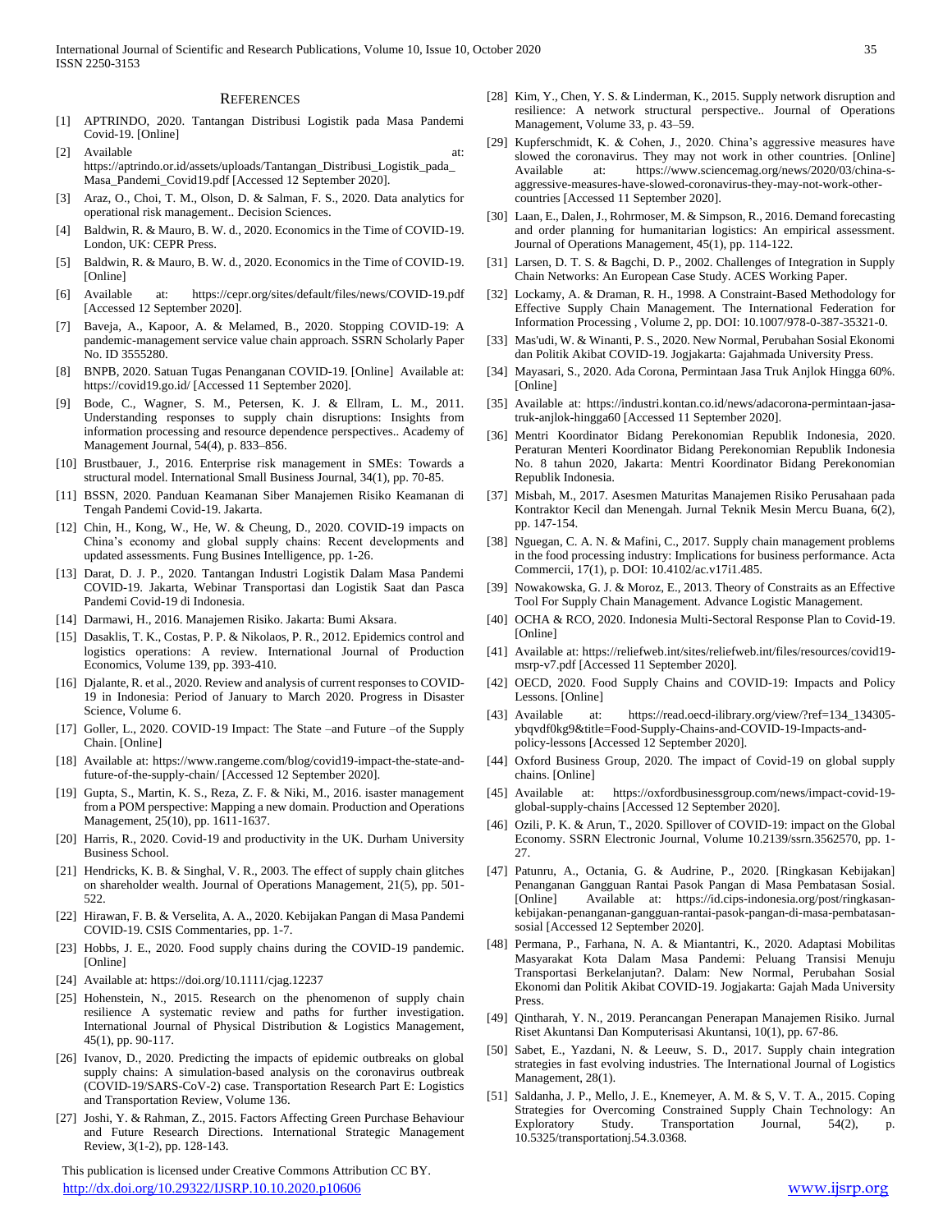## REFERENCES

[1] APTRINDO, 2020. Tantangan Distribusi Logistik pada Masa Pandemi Covid-19. [Online]

[2] Available at: https://aptrindo.or.id/assets/uploads/Tantangan_Distribusi_Logistik_pada_Masa_Pandemi_Covid19.pdf [Accessed 12 September 2020].

[3] Araz, O., Choi, T. M., Olson, D. & Salman, F. S., 2020. Data analytics for operational risk management.. Decision Sciences.

[4] Baldwin, R. & Mauro, B. W. d., 2020. Economics in the Time of COVID-19. London, UK: CEPR Press.

[5] Baldwin, R. & Mauro, B. W. d., 2020. Economics in the Time of COVID-19. [Online]

[6] Available at: https://cepr.org/sites/default/files/news/COVID-19.pdf [Accessed 12 September 2020].

[7] Baveja, A., Kapoor, A. & Melamed, B., 2020. Stopping COVID-19: A pandemic-management service value chain approach. SSRN Scholarly Paper No. ID 3555280.

[8] BNPB, 2020. Satuan Tugas Penanganan COVID-19. [Online] Available at: https://covid19.go.id/ [Accessed 11 September 2020].

[9] Bode, C., Wagner, S. M., Petersen, K. J. & Ellram, L. M., 2011. Understanding responses to supply chain disruptions: Insights from information processing and resource dependence perspectives.. Academy of Management Journal, 54(4), p. 833–856.

[10] Brustbauer, J., 2016. Enterprise risk management in SMEs: Towards a structural model. International Small Business Journal, 34(1), pp. 70-85.

[11] BSSN, 2020. Panduan Keamanan Siber Manajemen Risiko Keamanan di Tengah Pandemi Covid-19. Jakarta.

[12] Chin, H., Kong, W., He, W. & Cheung, D., 2020. COVID-19 impacts on China's economy and global supply chains: Recent developments and updated assessments. Fung Busines Intelligence, pp. 1-26.

[13] Darat, D. J. P., 2020. Tantangan Industri Logistik Dalam Masa Pandemi COVID-19. Jakarta, Webinar Transportasi dan Logistik Saat dan Pasca Pandemi Covid-19 di Indonesia.

[14] Darmawi, H., 2016. Manajemen Risiko. Jakarta: Bumi Aksara.

[15] Dasaklis, T. K., Costas, P. P. & Nikolaos, P. R., 2012. Epidemics control and logistics operations: A review. International Journal of Production Economics, Volume 139, pp. 393-410.

[16] Djalante, R. et al., 2020. Review and analysis of current responses to COVID-19 in Indonesia: Period of January to March 2020. Progress in Disaster Science, Volume 6.

[17] Goller, L., 2020. COVID-19 Impact: The State –and Future –of the Supply Chain. [Online]

[18] Available at: https://www.rangeme.com/blog/covid19-impact-the-state-and-future-of-the-supply-chain/ [Accessed 12 September 2020].

[19] Gupta, S., Martin, K. S., Reza, Z. F. & Niki, M., 2016. isaster management from a POM perspective: Mapping a new domain. Production and Operations Management, 25(10), pp. 1611-1637.

[20] Harris, R., 2020. Covid-19 and productivity in the UK. Durham University Business School.

[21] Hendricks, K. B. & Singhal, V. R., 2003. The effect of supply chain glitches on shareholder wealth. Journal of Operations Management, 21(5), pp. 501-522.

[22] Hirawan, F. B. & Verselita, A. A., 2020. Kebijakan Pangan di Masa Pandemi COVID-19. CSIS Commentaries, pp. 1-7.

[23] Hobbs, J. E., 2020. Food supply chains during the COVID-19 pandemic. [Online]

[24] Available at: https://doi.org/10.1111/cjag.12237

[25] Hohenstein, N., 2015. Research on the phenomenon of supply chain resilience A systematic review and paths for further investigation. International Journal of Physical Distribution & Logistics Management, 45(1), pp. 90-117.

[26] Ivanov, D., 2020. Predicting the impacts of epidemic outbreaks on global supply chains: A simulation-based analysis on the coronavirus outbreak (COVID-19/SARS-CoV-2) case. Transportation Research Part E: Logistics and Transportation Review, Volume 136.

[27] Joshi, Y. & Rahman, Z., 2015. Factors Affecting Green Purchase Behaviour and Future Research Directions. International Strategic Management Review, 3(1-2), pp. 128-143.

[28] Kim, Y., Chen, Y. S. & Linderman, K., 2015. Supply network disruption and resilience: A network structural perspective.. Journal of Operations Management, Volume 33, p. 43–59.

[29] Kupferschmidt, K. & Cohen, J., 2020. China's aggressive measures have slowed the coronavirus. They may not work in other countries. [Online] Available at: https://www.sciencemag.org/news/2020/03/china-s-aggressive-measures-have-slowed-coronavirus-they-may-not-work-other-countries [Accessed 11 September 2020].

[30] Laan, E., Dalen, J., Rohrmoser, M. & Simpson, R., 2016. Demand forecasting and order planning for humanitarian logistics: An empirical assessment. Journal of Operations Management, 45(1), pp. 114-122.

[31] Larsen, D. T. S. & Bagchi, D. P., 2002. Challenges of Integration in Supply Chain Networks: An European Case Study. ACES Working Paper.

[32] Lockamy, A. & Draman, R. H., 1998. A Constraint-Based Methodology for Effective Supply Chain Management. The International Federation for Information Processing , Volume 2, pp. DOI: 10.1007/978-0-387-35321-0.

[33] Mas'udi, W. & Winanti, P. S., 2020. New Normal, Perubahan Sosial Ekonomi dan Politik Akibat COVID-19. Jogjakarta: Gajahmada University Press.

[34] Mayasari, S., 2020. Ada Corona, Permintaan Jasa Truk Anjlok Hingga 60%. [Online]

[35] Available at: https://industri.kontan.co.id/news/adacorona-permintaan-jasa-truk-anjlok-hingga60 [Accessed 11 September 2020].

[36] Mentri Koordinator Bidang Perekonomian Republik Indonesia, 2020. Peraturan Menteri Koordinator Bidang Perekonomian Republik Indonesia No. 8 tahun 2020, Jakarta: Mentri Koordinator Bidang Perekonomian Republik Indonesia.

[37] Misbah, M., 2017. Asesmen Maturitas Manajemen Risiko Perusahaan pada Kontraktor Kecil dan Menengah. Jurnal Teknik Mesin Mercu Buana, 6(2), pp. 147-154.

[38] Nguegan, C. A. N. & Mafini, C., 2017. Supply chain management problems in the food processing industry: Implications for business performance. Acta Commercii, 17(1), p. DOI: 10.4102/ac.v17i1.485.

[39] Nowakowska, G. J. & Moroz, E., 2013. Theory of Constraits as an Effective Tool For Supply Chain Management. Advance Logistic Management.

[40] OCHA & RCO, 2020. Indonesia Multi-Sectoral Response Plan to Covid-19. [Online]

[41] Available at: https://reliefweb.int/sites/reliefweb.int/files/resources/covid19-msrp-v7.pdf [Accessed 11 September 2020].

[42] OECD, 2020. Food Supply Chains and COVID-19: Impacts and Policy Lessons. [Online]

[43] Available at: https://read.oecd-ilibrary.org/view/?ref=134_134305-ybqvdf0kg9&title=Food-Supply-Chains-and-COVID-19-Impacts-and-policy-lessons [Accessed 12 September 2020].

[44] Oxford Business Group, 2020. The impact of Covid-19 on global supply chains. [Online]

[45] Available at: https://oxfordbusinessgroup.com/news/impact-covid-19-global-supply-chains [Accessed 12 September 2020].

[46] Ozili, P. K. & Arun, T., 2020. Spillover of COVID-19: impact on the Global Economy. SSRN Electronic Journal, Volume 10.2139/ssrn.3562570, pp. 1-27.

[47] Patunru, A., Octania, G. & Audrine, P., 2020. [Ringkasan Kebijakan] Penanganan Gangguan Rantai Pasok Pangan di Masa Pembatasan Sosial. [Online] Available at: https://id.cips-indonesia.org/post/ringkasan-kebijakan-penanganan-gangguan-rantai-pasok-pangan-di-masa-pembatasan-sosial [Accessed 12 September 2020].

[48] Permana, P., Farhana, N. A. & Miantantri, K., 2020. Adaptasi Mobilitas Masyarakat Kota Dalam Masa Pandemi: Peluang Transisi Menuju Transportasi Berkelanjutan?. Dalam: New Normal, Perubahan Sosial Ekonomi dan Politik Akibat COVID-19. Jogjakarta: Gajah Mada University Press.

[49] Qintharah, Y. N., 2019. Perancangan Penerapan Manajemen Risiko. Jurnal Riset Akuntansi Dan Komputerisasi Akuntansi, 10(1), pp. 67-86.

[50] Sabet, E., Yazdani, N. & Leeuw, S. D., 2017. Supply chain integration strategies in fast evolving industries. The International Journal of Logistics Management, 28(1).

[51] Saldanha, J. P., Mello, J. E., Knemeyer, A. M. & S, V. T. A., 2015. Coping Strategies for Overcoming Constrained Supply Chain Technology: An Exploratory Study. Transportation Journal, 54(2), p. 10.5325/transportationj.54.3.0368.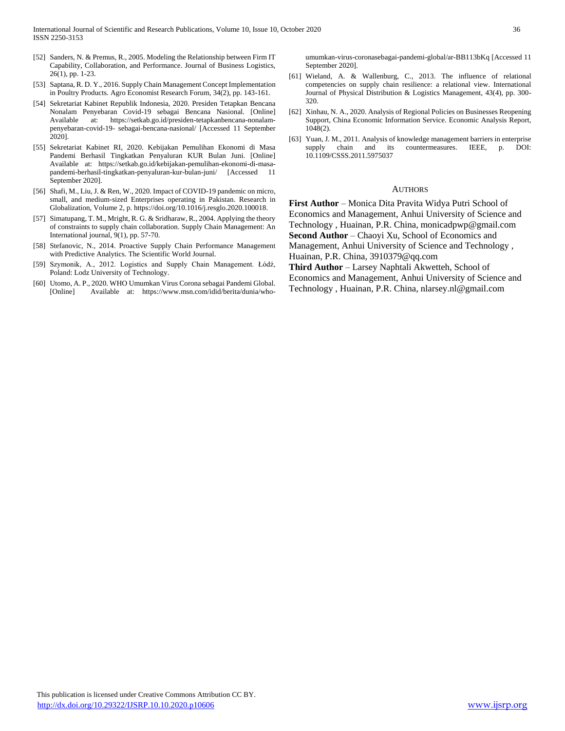[52] Sanders, N. & Premus, R., 2005. Modeling the Relationship between Firm IT Capability, Collaboration, and Performance. Journal of Business Logistics, 26(1), pp. 1-23.

[53] Saptana, R. D. Y., 2016. Supply Chain Management Concept Implementation in Poultry Products. Agro Economist Research Forum, 34(2), pp. 143-161.

[54] Sekretariat Kabinet Republik Indonesia, 2020. Presiden Tetapkan Bencana Nonalam Penyebaran Covid-19 sebagai Bencana Nasional. [Online] Available at: https://setkab.go.id/presiden-tetapkanbencana-nonalam-penyebaran-covid-19- sebagai-bencana-nasional/ [Accessed 11 September 2020].

[55] Sekretariat Kabinet RI, 2020. Kebijakan Pemulihan Ekonomi di Masa Pandemi Berhasil Tingkatkan Penyaluran KUR Bulan Juni. [Online] Available at: https://setkab.go.id/kebijakan-pemulihan-ekonomi-di-masa-pandemi-berhasil-tingkatkan-penyaluran-kur-bulan-juni/ [Accessed 11 September 2020].

[56] Shafi, M., Liu, J. & Ren, W., 2020. Impact of COVID-19 pandemic on micro, small, and medium-sized Enterprises operating in Pakistan. Research in Globalization, Volume 2, p. https://doi.org/10.1016/j.resglo.2020.100018.

[57] Simatupang, T. M., Mright, R. G. & Sridharaw, R., 2004. Applying the theory of constraints to supply chain collaboration. Supply Chain Management: An International journal, 9(1), pp. 57-70.

[58] Stefanovic, N., 2014. Proactive Supply Chain Performance Management with Predictive Analytics. The Scientific World Journal.

[59] Szymonik, A., 2012. Logistics and Supply Chain Management. Łódź, Poland: Lodz University of Technology.

[60] Utomo, A. P., 2020. WHO Umumkan Virus Corona sebagai Pandemi Global. [Online] Available at: https://www.msn.com/idid/berita/dunia/who-umumkan-virus-coronasebagai-pandemi-global/ar-BB113bKq [Accessed 11 September 2020].

[61] Wieland, A. & Wallenburg, C., 2013. The influence of relational competencies on supply chain resilience: a relational view. International Journal of Physical Distribution & Logistics Management, 43(4), pp. 300-320.

[62] Xinhau, N. A., 2020. Analysis of Regional Policies on Businesses Reopening Support, China Economic Information Service. Economic Analysis Report, 1048(2).

[63] Yuan, J. M., 2011. Analysis of knowledge management barriers in enterprise supply chain and its countermeasures. IEEE, p. DOI: 10.1109/CSSS.2011.5975037

## Authors

**First Author** – Monica Dita Pravita Widya Putri School of Economics and Management, Anhui University of Science and Technology , Huainan, P.R. China, monicadpwp@gmail.com

**Second Author** – Chaoyi Xu, School of Economics and Management, Anhui University of Science and Technology , Huainan, P.R. China, 3910379@qq.com

**Third Author** – Larsey Naphtali Akwetteh, School of Economics and Management, Anhui University of Science and Technology , Huainan, P.R. China, nlarsey.nl@gmail.com